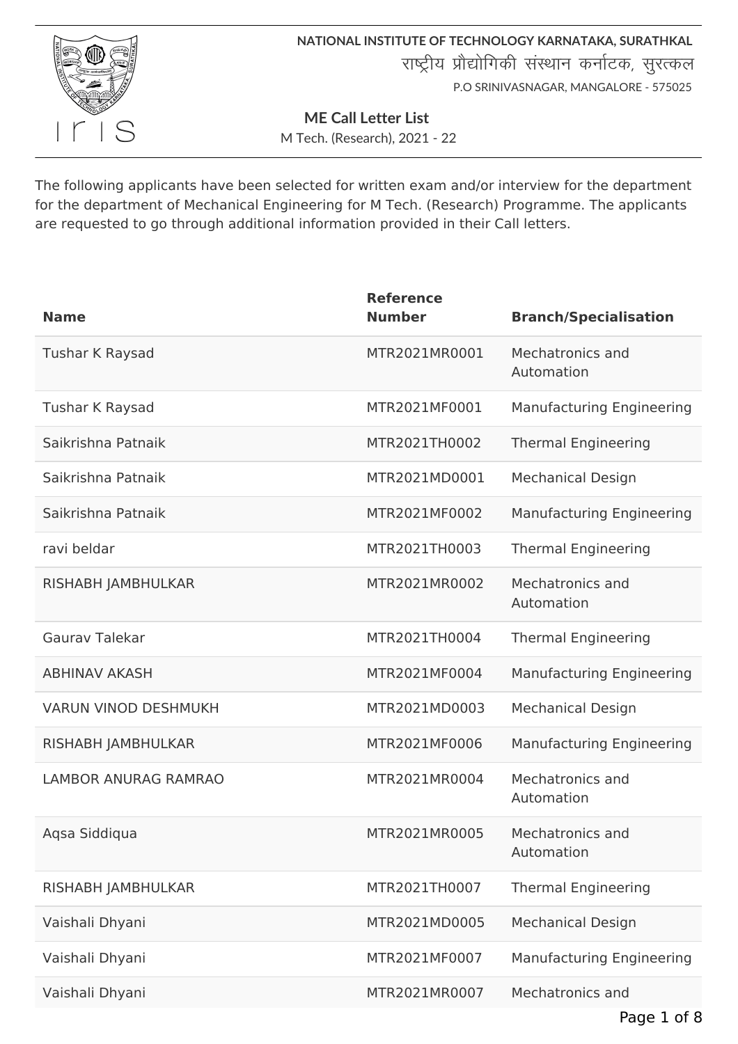**NATIONAL INSTITUTE OF TECHNOLOGY KARNATAKA, SURATHKAL**

राष्ट्रीय प्रौद्योगिकी संस्थान कर्नाटक, सुरत्कल

P.O SRINIVASNAGAR, MANGALORE - 575025

## ME Call Letter List

M Tech. (Research), 2021 - 22

The following applicants have been selected for written exam and/or interview for the department for the department of Mechanical Engineering for M Tech. (Research) Programme. The applicants are requested to go through additional information provided in their Call letters.

| Name | Reference Number | Branch/Specialisation |
|---|---|---|
| Tushar K Raysad | MTR2021MR0001 | Mechatronics and Automation |
| Tushar K Raysad | MTR2021MF0001 | Manufacturing Engineering |
| Saikrishna Patnaik | MTR2021TH0002 | Thermal Engineering |
| Saikrishna Patnaik | MTR2021MD0001 | Mechanical Design |
| Saikrishna Patnaik | MTR2021MF0002 | Manufacturing Engineering |
| ravi beldar | MTR2021TH0003 | Thermal Engineering |
| RISHABH JAMBHULKAR | MTR2021MR0002 | Mechatronics and Automation |
| Gaurav Talekar | MTR2021TH0004 | Thermal Engineering |
| ABHINAV AKASH | MTR2021MF0004 | Manufacturing Engineering |
| VARUN VINOD DESHMUKH | MTR2021MD0003 | Mechanical Design |
| RISHABH JAMBHULKAR | MTR2021MF0006 | Manufacturing Engineering |
| LAMBOR ANURAG RAMRAO | MTR2021MR0004 | Mechatronics and Automation |
| Aqsa Siddiqua | MTR2021MR0005 | Mechatronics and Automation |
| RISHABH JAMBHULKAR | MTR2021TH0007 | Thermal Engineering |
| Vaishali Dhyani | MTR2021MD0005 | Mechanical Design |
| Vaishali Dhyani | MTR2021MF0007 | Manufacturing Engineering |
| Vaishali Dhyani | MTR2021MR0007 | Mechatronics and |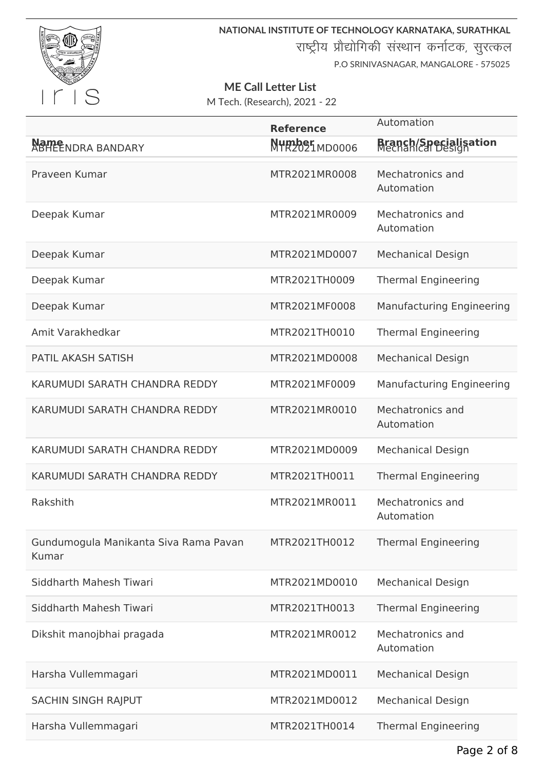**NATIONAL INSTITUTE OF TECHNOLOGY KARNATAKA, SURATHKAL**

राष्ट्रीय प्रौद्योगिकी संस्थान कर्नाटक, सुरत्कल

P.O SRINIVASNAGAR, MANGALORE - 575025

## ME Call Letter List

M Tech. (Research), 2021 - 22

| Name | Reference Number | Branch/Specialisation |
|---|---|---|
| | | Automation |
| ABHEENDRA BANDARY | MTR2021MD0006 | Mechanical Design |
| Praveen Kumar | MTR2021MR0008 | Mechatronics and Automation |
| Deepak Kumar | MTR2021MR0009 | Mechatronics and Automation |
| Deepak Kumar | MTR2021MD0007 | Mechanical Design |
| Deepak Kumar | MTR2021TH0009 | Thermal Engineering |
| Deepak Kumar | MTR2021MF0008 | Manufacturing Engineering |
| Amit Varakhedkar | MTR2021TH0010 | Thermal Engineering |
| PATIL AKASH SATISH | MTR2021MD0008 | Mechanical Design |
| KARUMUDI SARATH CHANDRA REDDY | MTR2021MF0009 | Manufacturing Engineering |
| KARUMUDI SARATH CHANDRA REDDY | MTR2021MR0010 | Mechatronics and Automation |
| KARUMUDI SARATH CHANDRA REDDY | MTR2021MD0009 | Mechanical Design |
| KARUMUDI SARATH CHANDRA REDDY | MTR2021TH0011 | Thermal Engineering |
| Rakshith | MTR2021MR0011 | Mechatronics and Automation |
| Gundumogula Manikanta Siva Rama Pavan Kumar | MTR2021TH0012 | Thermal Engineering |
| Siddharth Mahesh Tiwari | MTR2021MD0010 | Mechanical Design |
| Siddharth Mahesh Tiwari | MTR2021TH0013 | Thermal Engineering |
| Dikshit manojbhai pragada | MTR2021MR0012 | Mechatronics and Automation |
| Harsha Vullemmagari | MTR2021MD0011 | Mechanical Design |
| SACHIN SINGH RAJPUT | MTR2021MD0012 | Mechanical Design |
| Harsha Vullemmagari | MTR2021TH0014 | Thermal Engineering |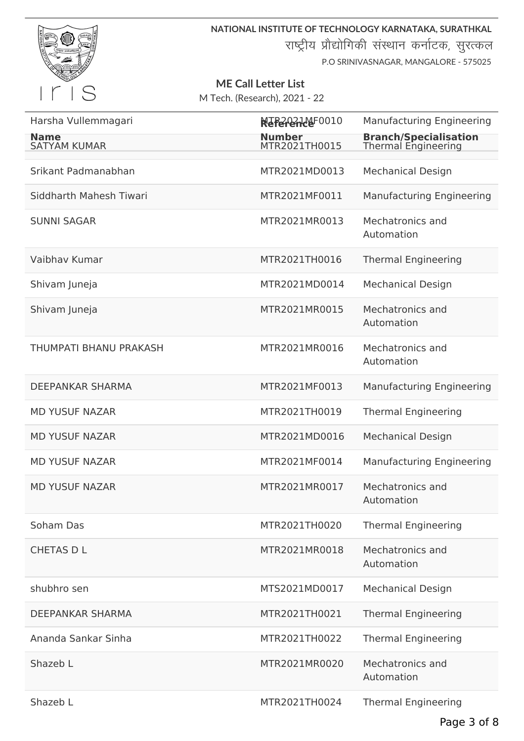NATIONAL INSTITUTE OF TECHNOLOGY KARNATAKA, SURATHKAL

राष्ट्रीय प्रौद्योगिकी संस्थान कर्नाटक, सुरत्कल

P.O SRINIVASNAGAR, MANGALORE - 575025

## ME Call Letter List

M Tech. (Research), 2021 - 22

| Name | Reference Number | Branch/Specialisation |
|---|---|---|
| Harsha Vullemmagari | MTR2021MF0010 | Manufacturing Engineering |
| SATYAM KUMAR | MTR2021TH0015 | Thermal Engineering |
| Srikant Padmanabhan | MTR2021MD0013 | Mechanical Design |
| Siddharth Mahesh Tiwari | MTR2021MF0011 | Manufacturing Engineering |
| SUNNI SAGAR | MTR2021MR0013 | Mechatronics and Automation |
| Vaibhav Kumar | MTR2021TH0016 | Thermal Engineering |
| Shivam Juneja | MTR2021MD0014 | Mechanical Design |
| Shivam Juneja | MTR2021MR0015 | Mechatronics and Automation |
| THUMPATI BHANU PRAKASH | MTR2021MR0016 | Mechatronics and Automation |
| DEEPANKAR SHARMA | MTR2021MF0013 | Manufacturing Engineering |
| MD YUSUF NAZAR | MTR2021TH0019 | Thermal Engineering |
| MD YUSUF NAZAR | MTR2021MD0016 | Mechanical Design |
| MD YUSUF NAZAR | MTR2021MF0014 | Manufacturing Engineering |
| MD YUSUF NAZAR | MTR2021MR0017 | Mechatronics and Automation |
| Soham Das | MTR2021TH0020 | Thermal Engineering |
| CHETAS D L | MTR2021MR0018 | Mechatronics and Automation |
| shubhro sen | MTS2021MD0017 | Mechanical Design |
| DEEPANKAR SHARMA | MTR2021TH0021 | Thermal Engineering |
| Ananda Sankar Sinha | MTR2021TH0022 | Thermal Engineering |
| Shazeb L | MTR2021MR0020 | Mechatronics and Automation |
| Shazeb L | MTR2021TH0024 | Thermal Engineering |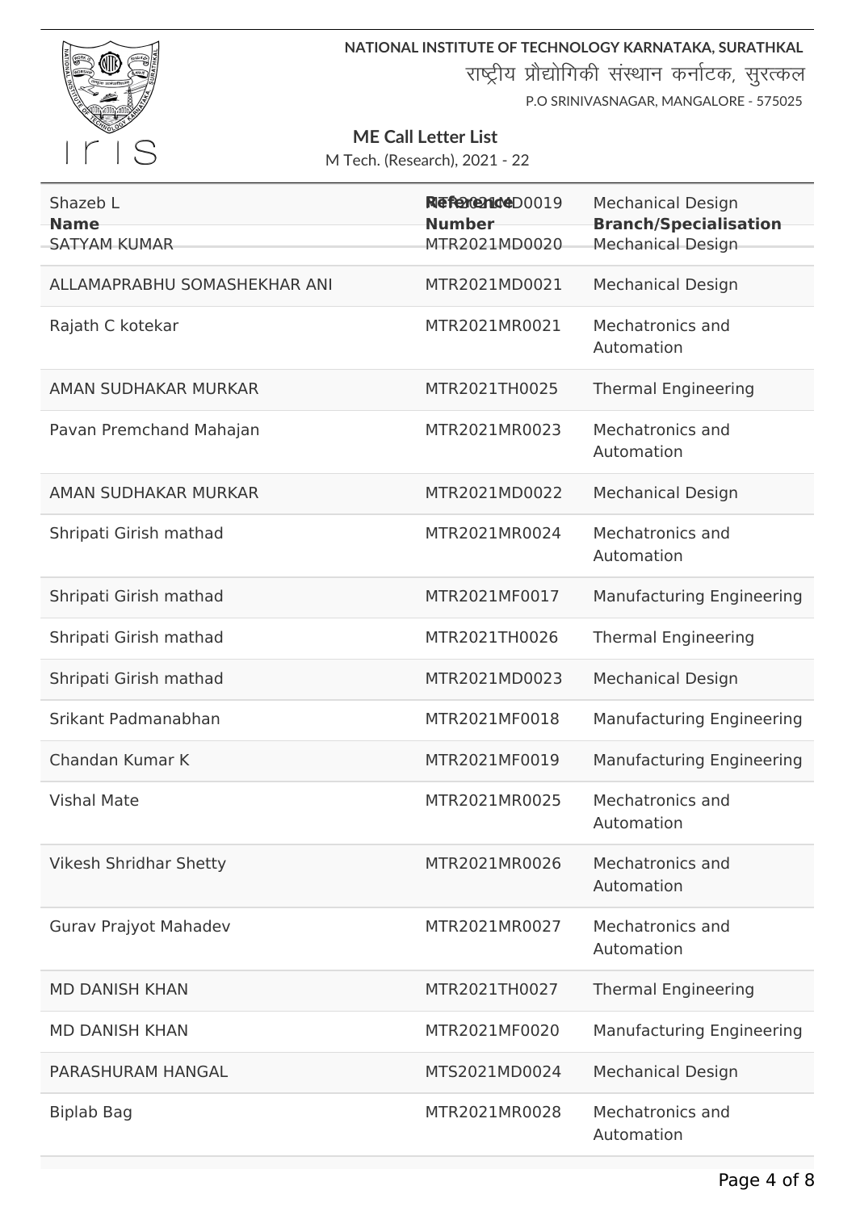NATIONAL INSTITUTE OF TECHNOLOGY KARNATAKA, SURATHKAL

राष्ट्रीय प्रौद्योगिकी संस्थान कर्नाटक, सुरत्कल

P.O SRINIVASNAGAR, MANGALORE - 575025

IRIS

**ME Call Letter List**

M Tech. (Research), 2021 - 22

| Name | Reference Number | Branch/Specialisation |
|---|---|---|
| Shazeb L | MTR2021MD0019 | Mechanical Design |
| SATYAM KUMAR | MTR2021MD0020 | Mechanical Design |
| ALLAMAPRABHU SOMASHEKHAR ANI | MTR2021MD0021 | Mechanical Design |
| Rajath C kotekar | MTR2021MR0021 | Mechatronics and Automation |
| AMAN SUDHAKAR MURKAR | MTR2021TH0025 | Thermal Engineering |
| Pavan Premchand Mahajan | MTR2021MR0023 | Mechatronics and Automation |
| AMAN SUDHAKAR MURKAR | MTR2021MD0022 | Mechanical Design |
| Shripati Girish mathad | MTR2021MR0024 | Mechatronics and Automation |
| Shripati Girish mathad | MTR2021MF0017 | Manufacturing Engineering |
| Shripati Girish mathad | MTR2021TH0026 | Thermal Engineering |
| Shripati Girish mathad | MTR2021MD0023 | Mechanical Design |
| Srikant Padmanabhan | MTR2021MF0018 | Manufacturing Engineering |
| Chandan Kumar K | MTR2021MF0019 | Manufacturing Engineering |
| Vishal Mate | MTR2021MR0025 | Mechatronics and Automation |
| Vikesh Shridhar Shetty | MTR2021MR0026 | Mechatronics and Automation |
| Gurav Prajyot Mahadev | MTR2021MR0027 | Mechatronics and Automation |
| MD DANISH KHAN | MTR2021TH0027 | Thermal Engineering |
| MD DANISH KHAN | MTR2021MF0020 | Manufacturing Engineering |
| PARASHURAM HANGAL | MTS2021MD0024 | Mechanical Design |
| Biplab Bag | MTR2021MR0028 | Mechatronics and Automation |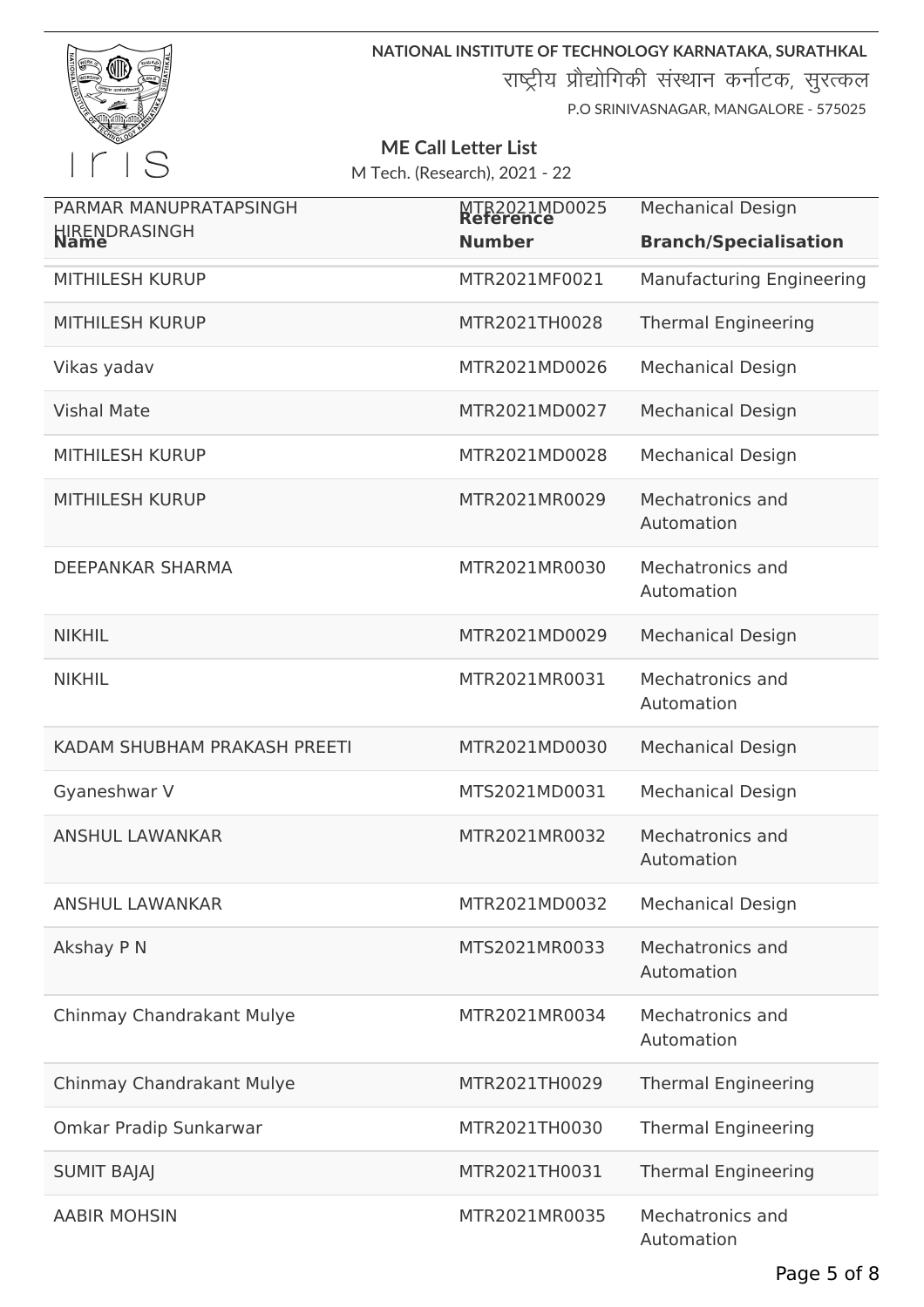NATIONAL INSTITUTE OF TECHNOLOGY KARNATAKA, SURATHKAL

राष्ट्रीय प्रौद्योगिकी संस्थान कर्नाटक, सुरत्कल

P.O SRINIVASNAGAR, MANGALORE - 575025

## ME Call Letter List

M Tech. (Research), 2021 - 22

| Name | Reference Number | Branch/Specialisation |
|---|---|---|
| PARMAR MANUPRATAPSINGH HIRENDRASINGH | MTR2021MD0025 | Mechanical Design |
| MITHILESH KURUP | MTR2021MF0021 | Manufacturing Engineering |
| MITHILESH KURUP | MTR2021TH0028 | Thermal Engineering |
| Vikas yadav | MTR2021MD0026 | Mechanical Design |
| Vishal Mate | MTR2021MD0027 | Mechanical Design |
| MITHILESH KURUP | MTR2021MD0028 | Mechanical Design |
| MITHILESH KURUP | MTR2021MR0029 | Mechatronics and Automation |
| DEEPANKAR SHARMA | MTR2021MR0030 | Mechatronics and Automation |
| NIKHIL | MTR2021MD0029 | Mechanical Design |
| NIKHIL | MTR2021MR0031 | Mechatronics and Automation |
| KADAM SHUBHAM PRAKASH PREETI | MTR2021MD0030 | Mechanical Design |
| Gyaneshwar V | MTS2021MD0031 | Mechanical Design |
| ANSHUL LAWANKAR | MTR2021MR0032 | Mechatronics and Automation |
| ANSHUL LAWANKAR | MTR2021MD0032 | Mechanical Design |
| Akshay P N | MTS2021MR0033 | Mechatronics and Automation |
| Chinmay Chandrakant Mulye | MTR2021MR0034 | Mechatronics and Automation |
| Chinmay Chandrakant Mulye | MTR2021TH0029 | Thermal Engineering |
| Omkar Pradip Sunkarwar | MTR2021TH0030 | Thermal Engineering |
| SUMIT BAJAJ | MTR2021TH0031 | Thermal Engineering |
| AABIR MOHSIN | MTR2021MR0035 | Mechatronics and Automation |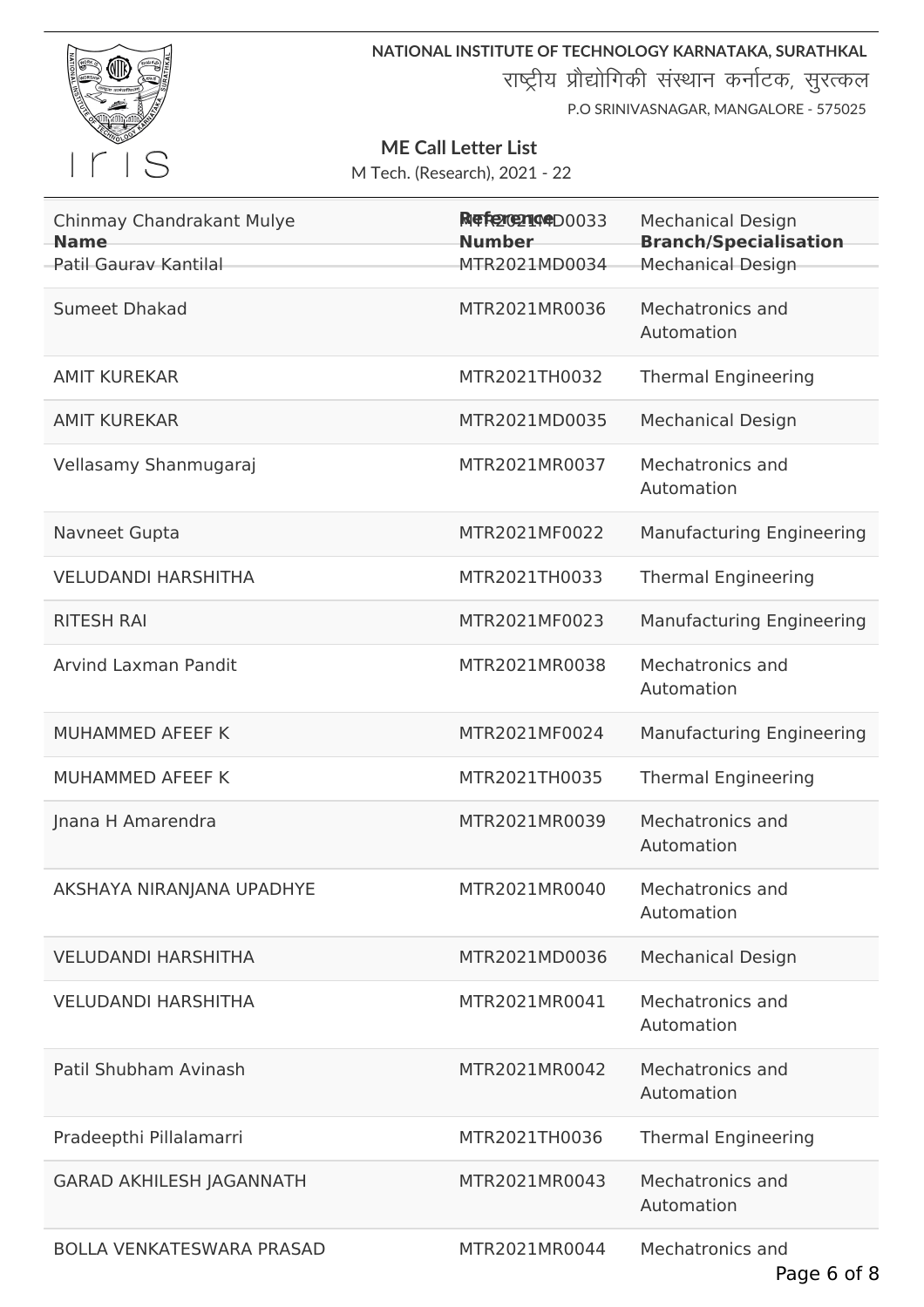NATIONAL INSTITUTE OF TECHNOLOGY KARNATAKA, SURATHKAL

राष्ट्रीय प्रौद्योगिकी संस्थान कर्नाटक, सुरत्कल

P.O SRINIVASNAGAR, MANGALORE - 575025

## ME Call Letter List

M Tech. (Research), 2021 - 22

| Name | Reference Number | Branch/Specialisation |
|---|---|---|
| Chinmay Chandrakant Mulye | MTR2021MD0033 | Mechanical Design |
| Patil Gaurav Kantilal | MTR2021MD0034 | Mechanical Design |
| Sumeet Dhakad | MTR2021MR0036 | Mechatronics and Automation |
| AMIT KUREKAR | MTR2021TH0032 | Thermal Engineering |
| AMIT KUREKAR | MTR2021MD0035 | Mechanical Design |
| Vellasamy Shanmugaraj | MTR2021MR0037 | Mechatronics and Automation |
| Navneet Gupta | MTR2021MF0022 | Manufacturing Engineering |
| VELUDANDI HARSHITHA | MTR2021TH0033 | Thermal Engineering |
| RITESH RAI | MTR2021MF0023 | Manufacturing Engineering |
| Arvind Laxman Pandit | MTR2021MR0038 | Mechatronics and Automation |
| MUHAMMED AFEEF K | MTR2021MF0024 | Manufacturing Engineering |
| MUHAMMED AFEEF K | MTR2021TH0035 | Thermal Engineering |
| Jnana H Amarendra | MTR2021MR0039 | Mechatronics and Automation |
| AKSHAYA NIRANJANA UPADHYE | MTR2021MR0040 | Mechatronics and Automation |
| VELUDANDI HARSHITHA | MTR2021MD0036 | Mechanical Design |
| VELUDANDI HARSHITHA | MTR2021MR0041 | Mechatronics and Automation |
| Patil Shubham Avinash | MTR2021MR0042 | Mechatronics and Automation |
| Pradeepthi Pillalamarri | MTR2021TH0036 | Thermal Engineering |
| GARAD AKHILESH JAGANNATH | MTR2021MR0043 | Mechatronics and Automation |
| BOLLA VENKATESWARA PRASAD | MTR2021MR0044 | Mechatronics and |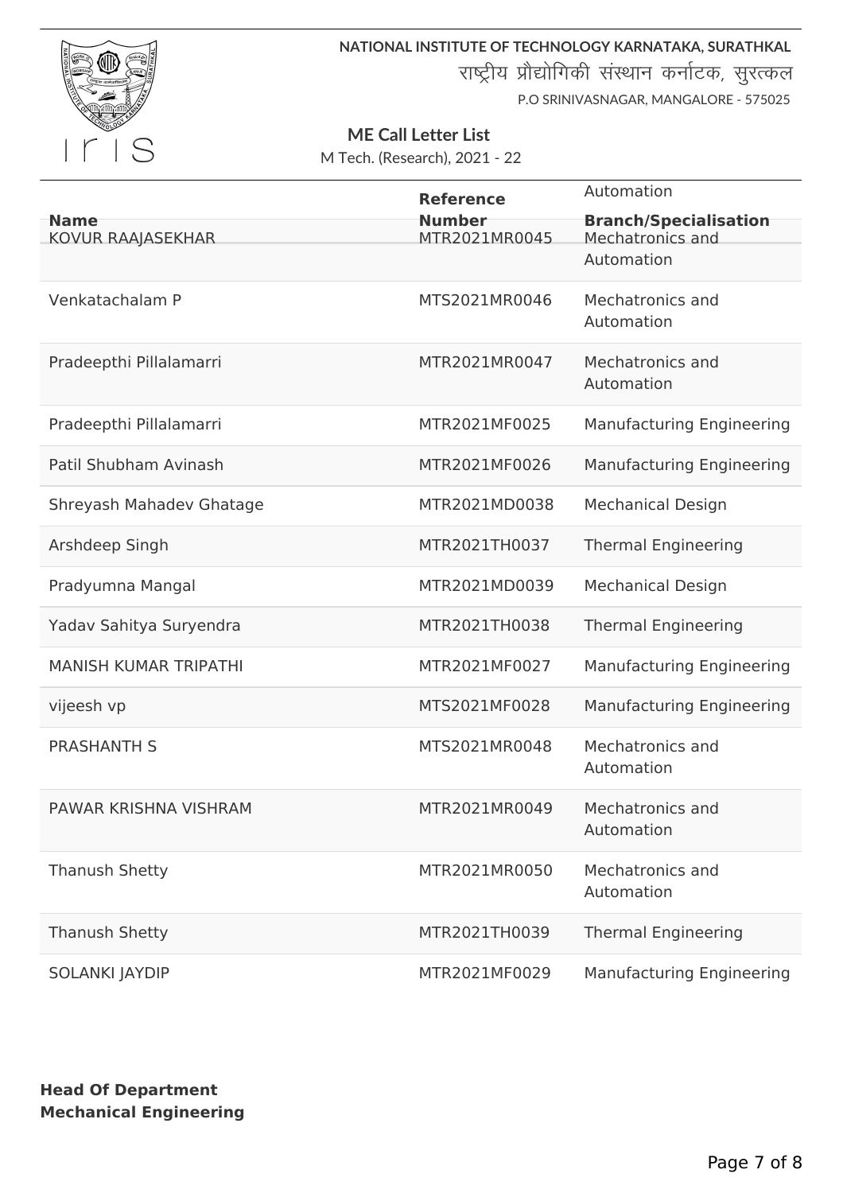NATIONAL INSTITUTE OF TECHNOLOGY KARNATAKA, SURATHKAL

राष्ट्रीय प्रौद्योगिकी संस्थान कर्नाटक, सुरत्कल

P.O SRINIVASNAGAR, MANGALORE - 575025

## ME Call Letter List

M Tech. (Research), 2021 - 22

| Name | Reference Number | Branch/Specialisation |
|---|---|---|
| KOVUR RAAJASEKHAR | MTR2021MR0045 | Mechatronics and Automation |
| Venkatachalam P | MTS2021MR0046 | Mechatronics and Automation |
| Pradeepthi Pillalamarri | MTR2021MR0047 | Mechatronics and Automation |
| Pradeepthi Pillalamarri | MTR2021MF0025 | Manufacturing Engineering |
| Patil Shubham Avinash | MTR2021MF0026 | Manufacturing Engineering |
| Shreyash Mahadev Ghatage | MTR2021MD0038 | Mechanical Design |
| Arshdeep Singh | MTR2021TH0037 | Thermal Engineering |
| Pradyumna Mangal | MTR2021MD0039 | Mechanical Design |
| Yadav Sahitya Suryendra | MTR2021TH0038 | Thermal Engineering |
| MANISH KUMAR TRIPATHI | MTR2021MF0027 | Manufacturing Engineering |
| vijeesh vp | MTS2021MF0028 | Manufacturing Engineering |
| PRASHANTH S | MTS2021MR0048 | Mechatronics and Automation |
| PAWAR KRISHNA VISHRAM | MTR2021MR0049 | Mechatronics and Automation |
| Thanush Shetty | MTR2021MR0050 | Mechatronics and Automation |
| Thanush Shetty | MTR2021TH0039 | Thermal Engineering |
| SOLANKI JAYDIP | MTR2021MF0029 | Manufacturing Engineering |

**Head Of Department**
**Mechanical Engineering**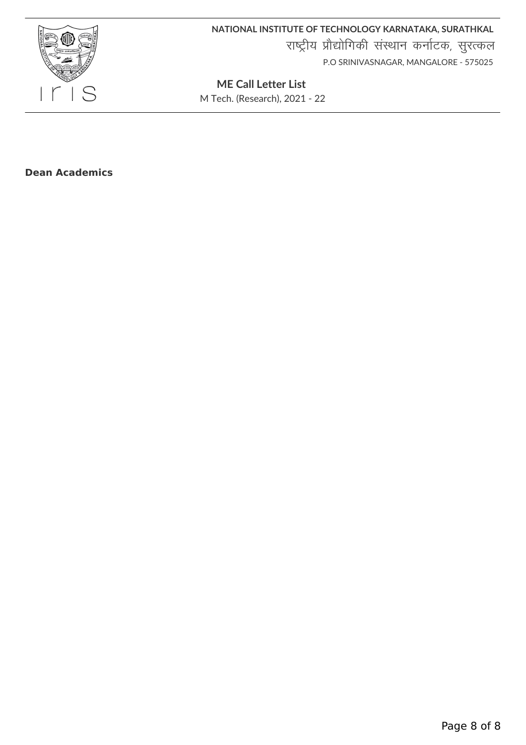**NATIONAL INSTITUTE OF TECHNOLOGY KARNATAKA, SURATHKAL**

राष्ट्रीय प्रौद्योगिकी संस्थान कर्नाटक, सुरत्कल

P.O SRINIVASNAGAR, MANGALORE - 575025

**ME Call Letter List**

M Tech. (Research), 2021 - 22

**Dean Academics**